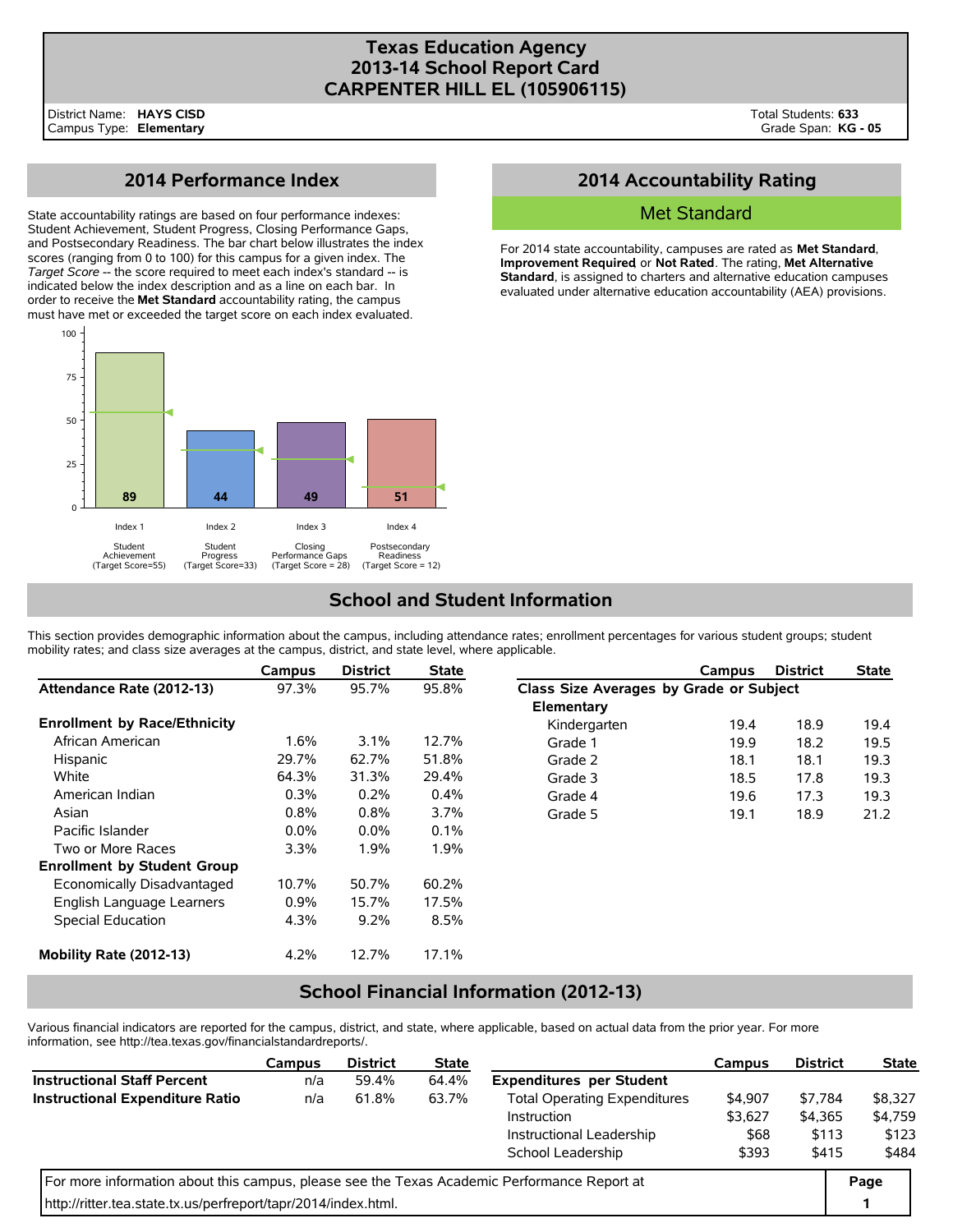# Texas Education Agency
# 2013-14 School Report Card
# CARPENTER HILL EL (105906115)

District Name: **HAYS CISD**
Campus Type: **Elementary**

Total Students: **633**
Grade Span: **KG - 05**

## 2014 Performance Index

State accountability ratings are based on four performance indexes: Student Achievement, Student Progress, Closing Performance Gaps, and Postsecondary Readiness. The bar chart below illustrates the index scores (ranging from 0 to 100) for this campus for a given index. The *Target Score* -- the score required to meet each index's standard -- is indicated below the index description and as a line on each bar. In order to receive the **Met Standard** accountability rating, the campus must have met or exceeded the target score on each index evaluated.

| Index | Description | Score | Target Score |
|---|---|---|---|
| Index 1 | Student Achievement | 89 | 55 |
| Index 2 | Student Progress | 44 | 33 |
| Index 3 | Closing Performance Gaps | 49 | 28 |
| Index 4 | Postsecondary Readiness | 51 | 12 |

## 2014 Accountability Rating

**Met Standard**

For 2014 state accountability, campuses are rated as **Met Standard**, **Improvement Required** or **Not Rated**. The rating, **Met Alternative Standard**, is assigned to charters and alternative education campuses evaluated under alternative education accountability (AEA) provisions.

## School and Student Information

This section provides demographic information about the campus, including attendance rates; enrollment percentages for various student groups; student mobility rates; and class size averages at the campus, district, and state level, where applicable.

| | Campus | District | State |
|---|---|---|---|
| **Attendance Rate (2012-13)** | 97.3% | 95.7% | 95.8% |
| **Enrollment by Race/Ethnicity** | | | |
| African American | 1.6% | 3.1% | 12.7% |
| Hispanic | 29.7% | 62.7% | 51.8% |
| White | 64.3% | 31.3% | 29.4% |
| American Indian | 0.3% | 0.2% | 0.4% |
| Asian | 0.8% | 0.8% | 3.7% |
| Pacific Islander | 0.0% | 0.0% | 0.1% |
| Two or More Races | 3.3% | 1.9% | 1.9% |
| **Enrollment by Student Group** | | | |
| Economically Disadvantaged | 10.7% | 50.7% | 60.2% |
| English Language Learners | 0.9% | 15.7% | 17.5% |
| Special Education | 4.3% | 9.2% | 8.5% |
| **Mobility Rate (2012-13)** | 4.2% | 12.7% | 17.1% |

| | Campus | District | State |
|---|---|---|---|
| **Class Size Averages by Grade or Subject** | | | |
| **Elementary** | | | |
| Kindergarten | 19.4 | 18.9 | 19.4 |
| Grade 1 | 19.9 | 18.2 | 19.5 |
| Grade 2 | 18.1 | 18.1 | 19.3 |
| Grade 3 | 18.5 | 17.8 | 19.3 |
| Grade 4 | 19.6 | 17.3 | 19.3 |
| Grade 5 | 19.1 | 18.9 | 21.2 |

## School Financial Information (2012-13)

Various financial indicators are reported for the campus, district, and state, where applicable, based on actual data from the prior year. For more information, see http://tea.texas.gov/financialstandardreports/.

| | Campus | District | State |
|---|---|---|---|
| **Instructional Staff Percent** | n/a | 59.4% | 64.4% |
| **Instructional Expenditure Ratio** | n/a | 61.8% | 63.7% |

| | Campus | District | State |
|---|---|---|---|
| **Expenditures per Student** | | | |
| Total Operating Expenditures | $4,907 | $7,784 | $8,327 |
| Instruction | $3,627 | $4,365 | $4,759 |
| Instructional Leadership | $68 | $113 | $123 |
| School Leadership | $393 | $415 | $484 |

For more information about this campus, please see the Texas Academic Performance Report at http://ritter.tea.state.tx.us/perfreport/tapr/2014/index.html.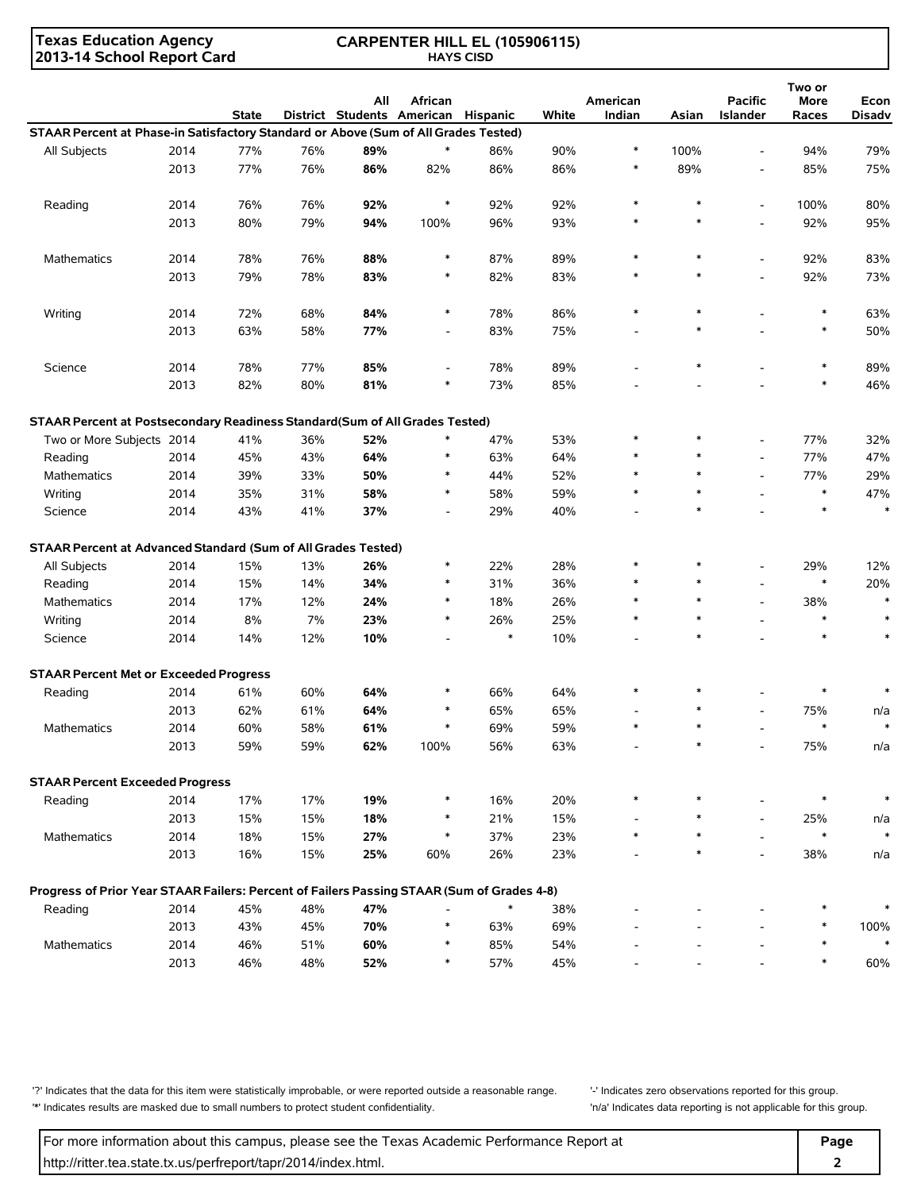Texas Education Agency
2013-14 School Report Card

**CARPENTER HILL EL (105906115)**
**HAYS CISD**

| | | State | District | All Students | African American | Hispanic | White | American Indian | Asian | Pacific Islander | Two or More Races | Econ Disadv |
|---|---|---|---|---|---|---|---|---|---|---|---|---|
| **STAAR Percent at Phase-in Satisfactory Standard or Above (Sum of All Grades Tested)** | | | | | | | | | | | | |
| All Subjects | 2014 | 77% | 76% | **89%** | * | 86% | 90% | * | 100% | - | 94% | 79% |
| | 2013 | 77% | 76% | **86%** | 82% | 86% | 86% | * | 89% | - | 85% | 75% |
| Reading | 2014 | 76% | 76% | **92%** | * | 92% | 92% | * | * | - | 100% | 80% |
| | 2013 | 80% | 79% | **94%** | 100% | 96% | 93% | * | * | - | 92% | 95% |
| Mathematics | 2014 | 78% | 76% | **88%** | * | 87% | 89% | * | * | - | 92% | 83% |
| | 2013 | 79% | 78% | **83%** | * | 82% | 83% | * | * | - | 92% | 73% |
| Writing | 2014 | 72% | 68% | **84%** | * | 78% | 86% | * | * | - | * | 63% |
| | 2013 | 63% | 58% | **77%** | - | 83% | 75% | - | * | - | * | 50% |
| Science | 2014 | 78% | 77% | **85%** | - | 78% | 89% | - | * | - | * | 89% |
| | 2013 | 82% | 80% | **81%** | * | 73% | 85% | - | - | - | * | 46% |
| **STAAR Percent at Postsecondary Readiness Standard(Sum of All Grades Tested)** | | | | | | | | | | | | |
| Two or More Subjects | 2014 | 41% | 36% | **52%** | * | 47% | 53% | * | * | - | 77% | 32% |
| Reading | 2014 | 45% | 43% | **64%** | * | 63% | 64% | * | * | - | 77% | 47% |
| Mathematics | 2014 | 39% | 33% | **50%** | * | 44% | 52% | * | * | - | 77% | 29% |
| Writing | 2014 | 35% | 31% | **58%** | * | 58% | 59% | * | * | - | * | 47% |
| Science | 2014 | 43% | 41% | **37%** | - | 29% | 40% | - | * | - | * | * |
| **STAAR Percent at Advanced Standard (Sum of All Grades Tested)** | | | | | | | | | | | | |
| All Subjects | 2014 | 15% | 13% | **26%** | * | 22% | 28% | * | * | - | 29% | 12% |
| Reading | 2014 | 15% | 14% | **34%** | * | 31% | 36% | * | * | - | * | 20% |
| Mathematics | 2014 | 17% | 12% | **24%** | * | 18% | 26% | * | * | - | 38% | * |
| Writing | 2014 | 8% | 7% | **23%** | * | 26% | 25% | * | * | - | * | * |
| Science | 2014 | 14% | 12% | **10%** | - | * | 10% | - | * | - | * | * |
| **STAAR Percent Met or Exceeded Progress** | | | | | | | | | | | | |
| Reading | 2014 | 61% | 60% | **64%** | * | 66% | 64% | * | * | - | * | * |
| | 2013 | 62% | 61% | **64%** | * | 65% | 65% | - | * | - | 75% | n/a |
| Mathematics | 2014 | 60% | 58% | **61%** | * | 69% | 59% | * | * | - | * | * |
| | 2013 | 59% | 59% | **62%** | 100% | 56% | 63% | - | * | - | 75% | n/a |
| **STAAR Percent Exceeded Progress** | | | | | | | | | | | | |
| Reading | 2014 | 17% | 17% | **19%** | * | 16% | 20% | * | * | - | * | * |
| | 2013 | 15% | 15% | **18%** | * | 21% | 15% | - | * | - | 25% | n/a |
| Mathematics | 2014 | 18% | 15% | **27%** | * | 37% | 23% | * | * | - | * | * |
| | 2013 | 16% | 15% | **25%** | 60% | 26% | 23% | - | * | - | 38% | n/a |
| **Progress of Prior Year STAAR Failers: Percent of Failers Passing STAAR (Sum of Grades 4-8)** | | | | | | | | | | | | |
| Reading | 2014 | 45% | 48% | **47%** | - | * | 38% | - | - | - | * | * |
| | 2013 | 43% | 45% | **70%** | * | 63% | 69% | - | - | - | * | 100% |
| Mathematics | 2014 | 46% | 51% | **60%** | * | 85% | 54% | - | - | - | * | * |
| | 2013 | 46% | 48% | **52%** | * | 57% | 45% | - | - | - | * | 60% |

'?' Indicates that the data for this item were statistically improbable, or were reported outside a reasonable range.
'*' Indicates results are masked due to small numbers to protect student confidentiality.
'-' Indicates zero observations reported for this group.
'n/a' Indicates data reporting is not applicable for this group.

For more information about this campus, please see the Texas Academic Performance Report at http://ritter.tea.state.tx.us/perfreport/tapr/2014/index.html.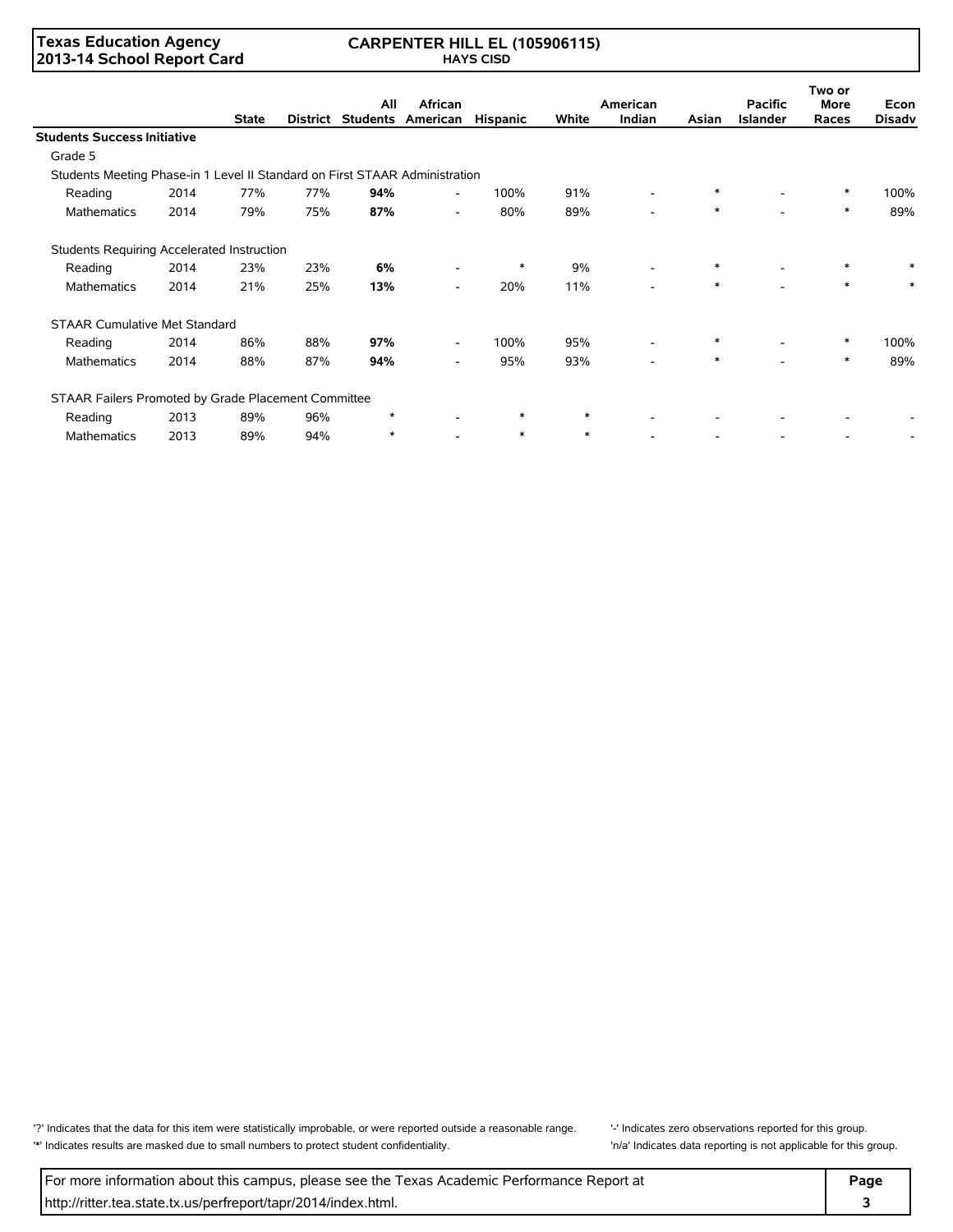Texas Education Agency
2013-14 School Report Card

CARPENTER HILL EL (105906115)
HAYS CISD

| | | State | District | All Students | African American | Hispanic | White | American Indian | Asian | Pacific Islander | Two or More Races | Econ Disadv |
|---|---|---|---|---|---|---|---|---|---|---|---|---|
| **Students Success Initiative** | | | | | | | | | | | | |
| Grade 5 | | | | | | | | | | | | |
| Students Meeting Phase-in 1 Level II Standard on First STAAR Administration | | | | | | | | | | | | |
| Reading | 2014 | 77% | 77% | **94%** | - | 100% | 91% | - | * | - | * | 100% |
| Mathematics | 2014 | 79% | 75% | **87%** | - | 80% | 89% | - | * | - | * | 89% |
| Students Requiring Accelerated Instruction | | | | | | | | | | | | |
| Reading | 2014 | 23% | 23% | **6%** | - | * | 9% | - | * | - | * | * |
| Mathematics | 2014 | 21% | 25% | **13%** | - | 20% | 11% | - | * | - | * | * |
| STAAR Cumulative Met Standard | | | | | | | | | | | | |
| Reading | 2014 | 86% | 88% | **97%** | - | 100% | 95% | - | * | - | * | 100% |
| Mathematics | 2014 | 88% | 87% | **94%** | - | 95% | 93% | - | * | - | * | 89% |
| STAAR Failers Promoted by Grade Placement Committee | | | | | | | | | | | | |
| Reading | 2013 | 89% | 96% | * | - | * | * | - | - | - | - | - |
| Mathematics | 2013 | 89% | 94% | * | - | * | * | - | - | - | - | - |

'?' Indicates that the data for this item were statistically improbable, or were reported outside a reasonable range.
'*' Indicates results are masked due to small numbers to protect student confidentiality.
'-' Indicates zero observations reported for this group.
'n/a' Indicates data reporting is not applicable for this group.

For more information about this campus, please see the Texas Academic Performance Report at http://ritter.tea.state.tx.us/perfreport/tapr/2014/index.html.